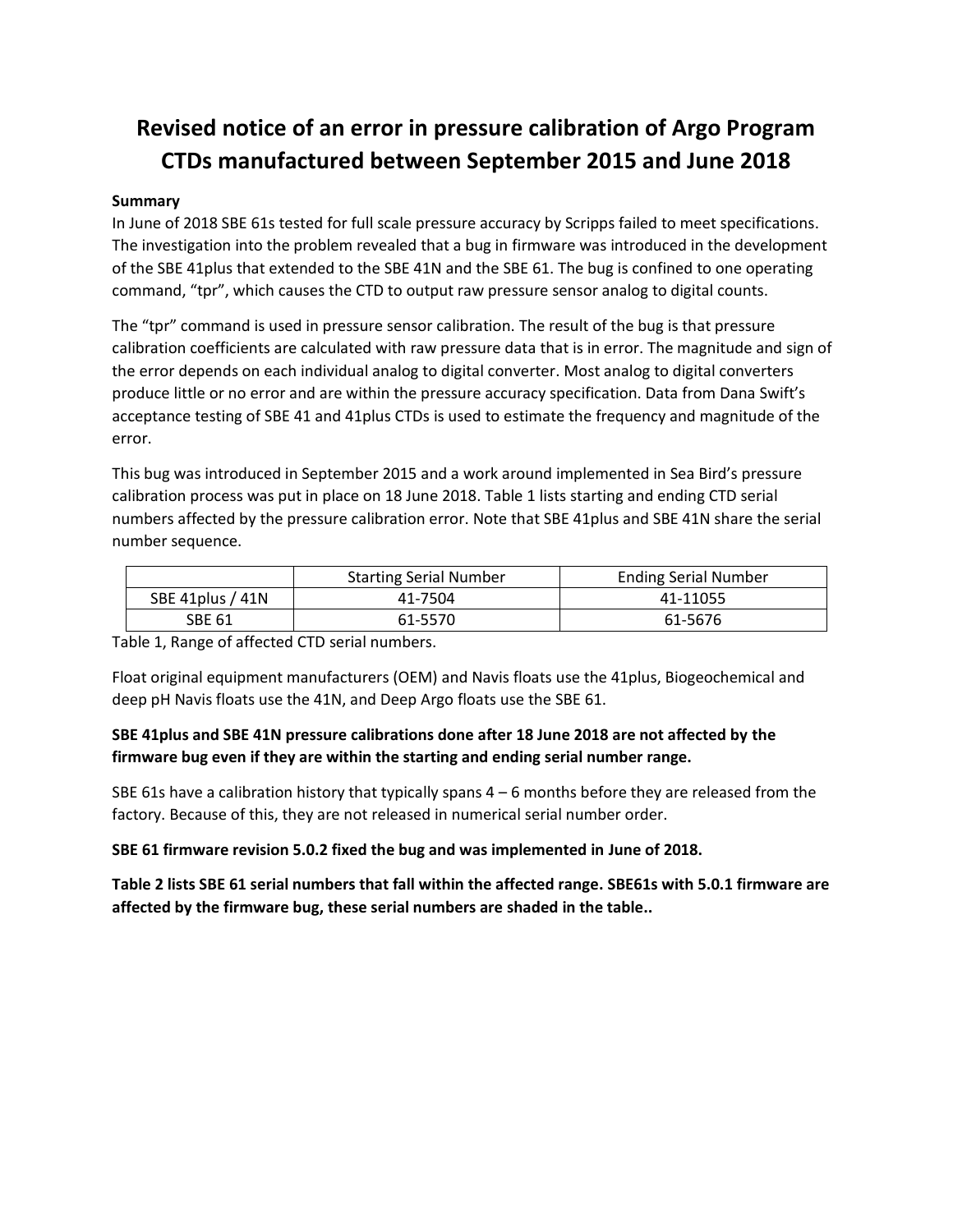# Revised notice of an error in pressure calibration of Argo Program CTDs manufactured between September 2015 and June 2018

**Summary**

In June of 2018 SBE 61s tested for full scale pressure accuracy by Scripps failed to meet specifications. The investigation into the problem revealed that a bug in firmware was introduced in the development of the SBE 41plus that extended to the SBE 41N and the SBE 61. The bug is confined to one operating command, "tpr", which causes the CTD to output raw pressure sensor analog to digital counts.

The "tpr" command is used in pressure sensor calibration. The result of the bug is that pressure calibration coefficients are calculated with raw pressure data that is in error. The magnitude and sign of the error depends on each individual analog to digital converter. Most analog to digital converters produce little or no error and are within the pressure accuracy specification. Data from Dana Swift's acceptance testing of SBE 41 and 41plus CTDs is used to estimate the frequency and magnitude of the error.

This bug was introduced in September 2015 and a work around implemented in Sea Bird's pressure calibration process was put in place on 18 June 2018. Table 1 lists starting and ending CTD serial numbers affected by the pressure calibration error. Note that SBE 41plus and SBE 41N share the serial number sequence.

| | Starting Serial Number | Ending Serial Number |
|---|---|---|
| SBE 41plus / 41N | 41-7504 | 41-11055 |
| SBE 61 | 61-5570 | 61-5676 |

Table 1, Range of affected CTD serial numbers.

Float original equipment manufacturers (OEM) and Navis floats use the 41plus, Biogeochemical and deep pH Navis floats use the 41N, and Deep Argo floats use the SBE 61.

**SBE 41plus and SBE 41N pressure calibrations done after 18 June 2018 are not affected by the firmware bug even if they are within the starting and ending serial number range.**

SBE 61s have a calibration history that typically spans 4 – 6 months before they are released from the factory. Because of this, they are not released in numerical serial number order.

**SBE 61 firmware revision 5.0.2 fixed the bug and was implemented in June of 2018.**

**Table 2 lists SBE 61 serial numbers that fall within the affected range. SBE61s with 5.0.1 firmware are affected by the firmware bug, these serial numbers are shaded in the table..**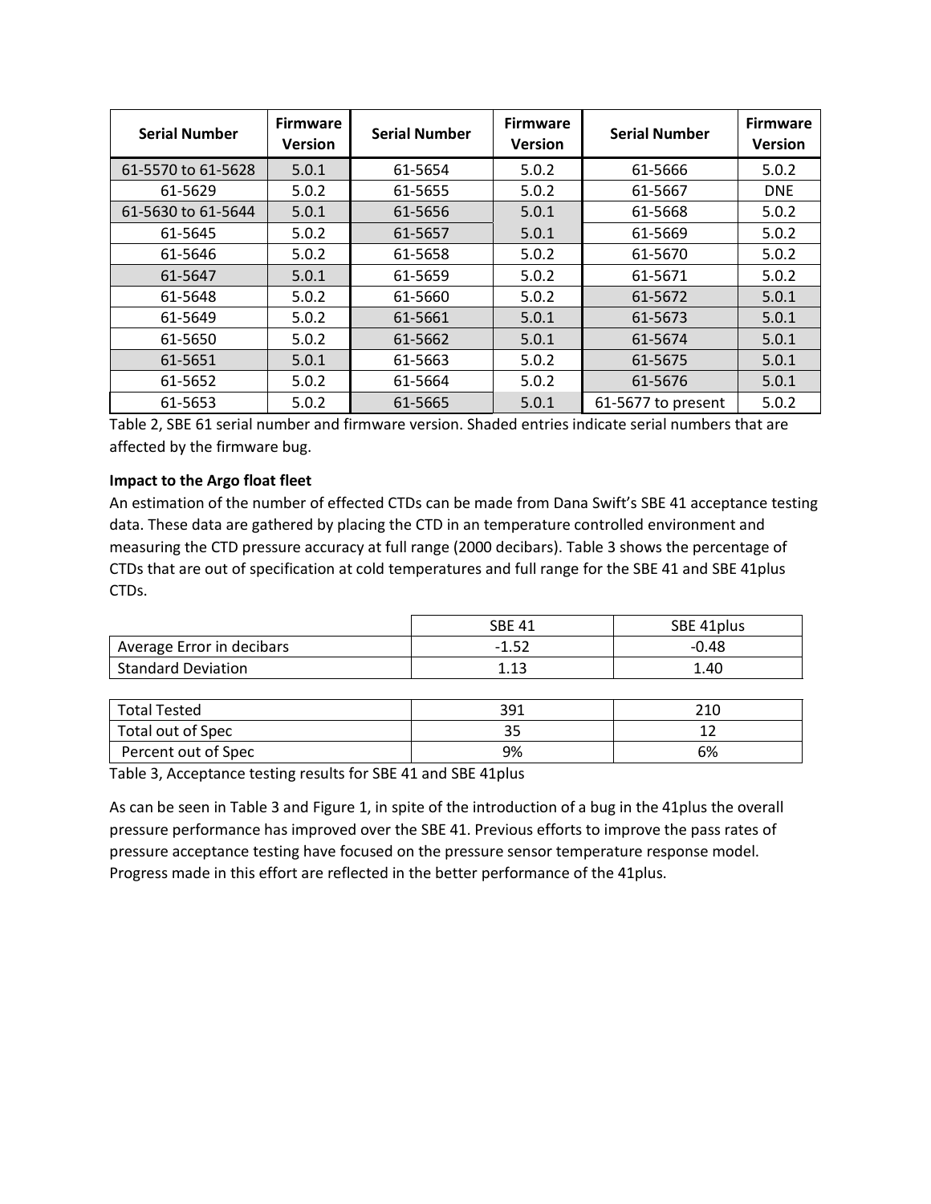| Serial Number | Firmware Version | Serial Number | Firmware Version | Serial Number | Firmware Version |
|---|---|---|---|---|---|
| 61-5570 to 61-5628 | 5.0.1 | 61-5654 | 5.0.2 | 61-5666 | 5.0.2 |
| 61-5629 | 5.0.2 | 61-5655 | 5.0.2 | 61-5667 | DNE |
| 61-5630 to 61-5644 | 5.0.1 | 61-5656 | 5.0.1 | 61-5668 | 5.0.2 |
| 61-5645 | 5.0.2 | 61-5657 | 5.0.1 | 61-5669 | 5.0.2 |
| 61-5646 | 5.0.2 | 61-5658 | 5.0.2 | 61-5670 | 5.0.2 |
| 61-5647 | 5.0.1 | 61-5659 | 5.0.2 | 61-5671 | 5.0.2 |
| 61-5648 | 5.0.2 | 61-5660 | 5.0.2 | 61-5672 | 5.0.1 |
| 61-5649 | 5.0.2 | 61-5661 | 5.0.1 | 61-5673 | 5.0.1 |
| 61-5650 | 5.0.2 | 61-5662 | 5.0.1 | 61-5674 | 5.0.1 |
| 61-5651 | 5.0.1 | 61-5663 | 5.0.2 | 61-5675 | 5.0.1 |
| 61-5652 | 5.0.2 | 61-5664 | 5.0.2 | 61-5676 | 5.0.1 |
| 61-5653 | 5.0.2 | 61-5665 | 5.0.1 | 61-5677 to present | 5.0.2 |

Table 2, SBE 61 serial number and firmware version. Shaded entries indicate serial numbers that are affected by the firmware bug.

**Impact to the Argo float fleet**

An estimation of the number of effected CTDs can be made from Dana Swift's SBE 41 acceptance testing data. These data are gathered by placing the CTD in an temperature controlled environment and measuring the CTD pressure accuracy at full range (2000 decibars). Table 3 shows the percentage of CTDs that are out of specification at cold temperatures and full range for the SBE 41 and SBE 41plus CTDs.

| | SBE 41 | SBE 41plus |
|---|---|---|
| Average Error in decibars | -1.52 | -0.48 |
| Standard Deviation | 1.13 | 1.40 |
| Total Tested | 391 | 210 |
| Total out of Spec | 35 | 12 |
| Percent out of Spec | 9% | 6% |

Table 3, Acceptance testing results for SBE 41 and SBE 41plus

As can be seen in Table 3 and Figure 1, in spite of the introduction of a bug in the 41plus the overall pressure performance has improved over the SBE 41. Previous efforts to improve the pass rates of pressure acceptance testing have focused on the pressure sensor temperature response model. Progress made in this effort are reflected in the better performance of the 41plus.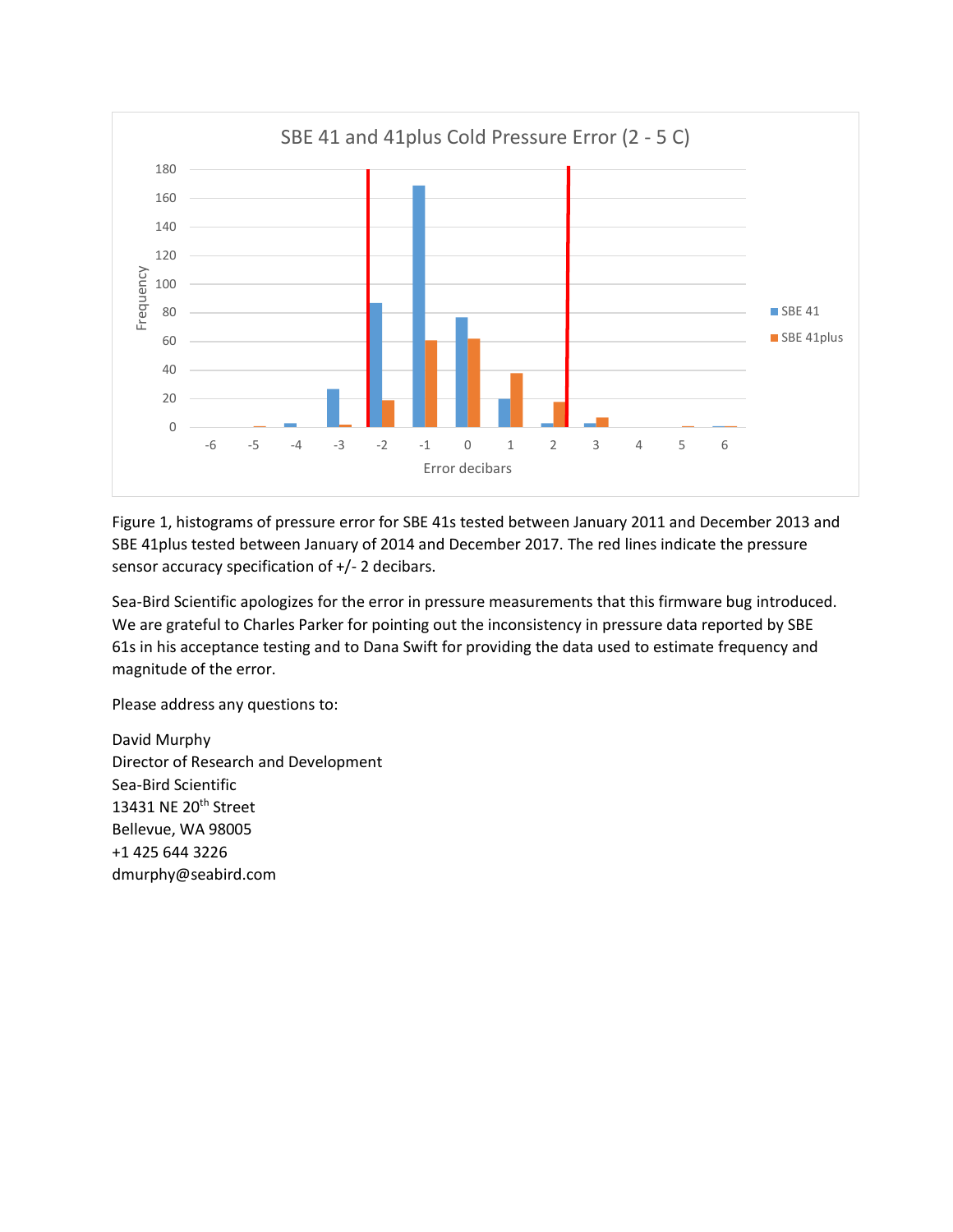SBE 41 and 41plus Cold Pressure Error (2 - 5 C)

180
160
140
120
100
80
60
40
20
0

Frequency

-6 -5 -4 -3 -2 -1 0 1 2 3 4 5 6

Error decibars

SBE 41
SBE 41plus

Figure 1, histograms of pressure error for SBE 41s tested between January 2011 and December 2013 and SBE 41plus tested between January of 2014 and December 2017. The red lines indicate the pressure sensor accuracy specification of +/- 2 decibars.

Sea-Bird Scientific apologizes for the error in pressure measurements that this firmware bug introduced. We are grateful to Charles Parker for pointing out the inconsistency in pressure data reported by SBE 61s in his acceptance testing and to Dana Swift for providing the data used to estimate frequency and magnitude of the error.

Please address any questions to:

David Murphy
Director of Research and Development
Sea-Bird Scientific
13431 NE 20th Street
Bellevue, WA 98005
+1 425 644 3226
dmurphy@seabird.com